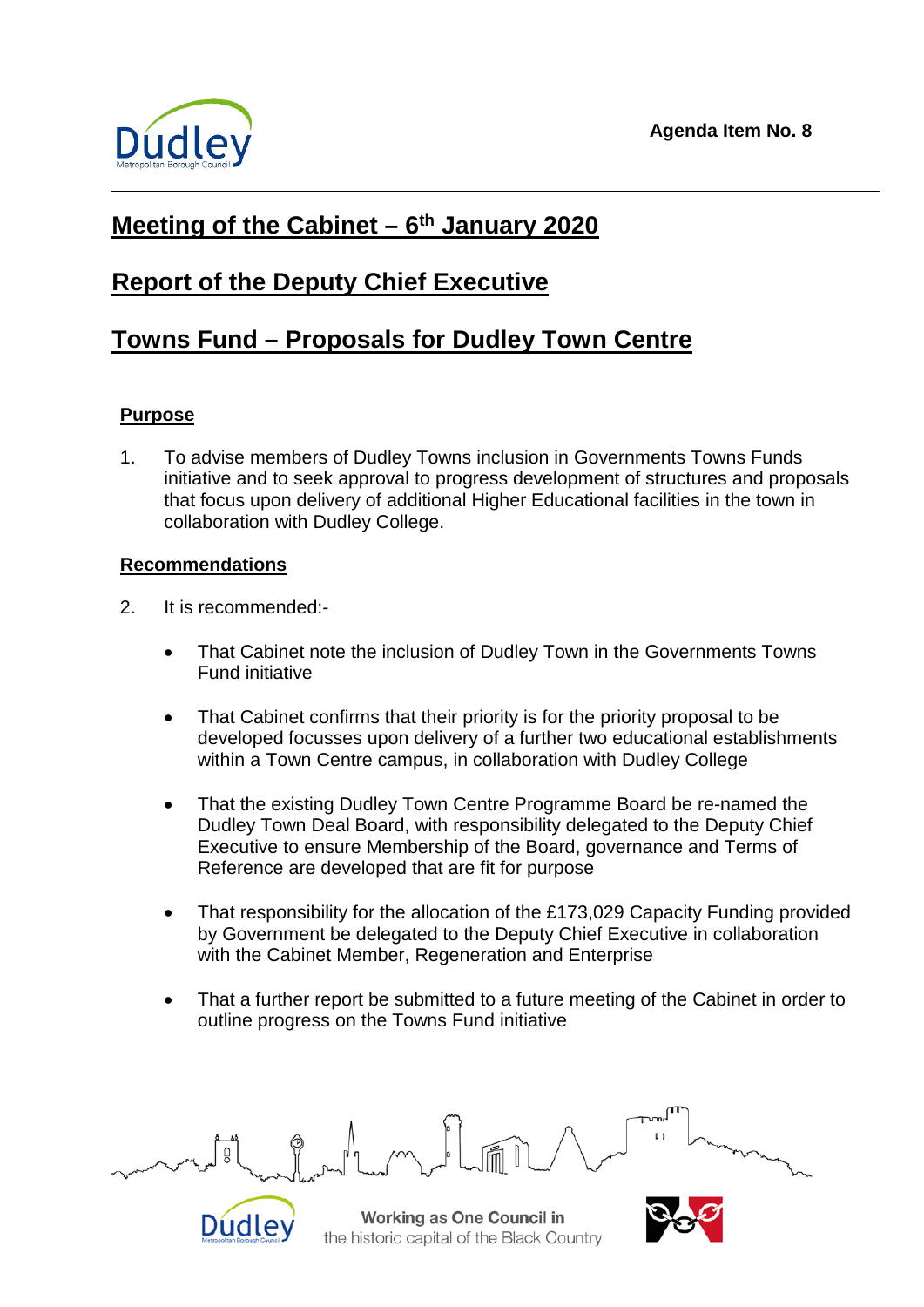Agenda Item No. 8

# Meeting of the Cabinet – 6th January 2020

# Report of the Deputy Chief Executive

# Towns Fund – Proposals for Dudley Town Centre

## Purpose

1. To advise members of Dudley Towns inclusion in Governments Towns Funds initiative and to seek approval to progress development of structures and proposals that focus upon delivery of additional Higher Educational facilities in the town in collaboration with Dudley College.

## Recommendations

2. It is recommended:-

- That Cabinet note the inclusion of Dudley Town in the Governments Towns Fund initiative
- That Cabinet confirms that their priority is for the priority proposal to be developed focusses upon delivery of a further two educational establishments within a Town Centre campus, in collaboration with Dudley College
- That the existing Dudley Town Centre Programme Board be re-named the Dudley Town Deal Board, with responsibility delegated to the Deputy Chief Executive to ensure Membership of the Board, governance and Terms of Reference are developed that are fit for purpose
- That responsibility for the allocation of the £173,029 Capacity Funding provided by Government be delegated to the Deputy Chief Executive in collaboration with the Cabinet Member, Regeneration and Enterprise
- That a further report be submitted to a future meeting of the Cabinet in order to outline progress on the Towns Fund initiative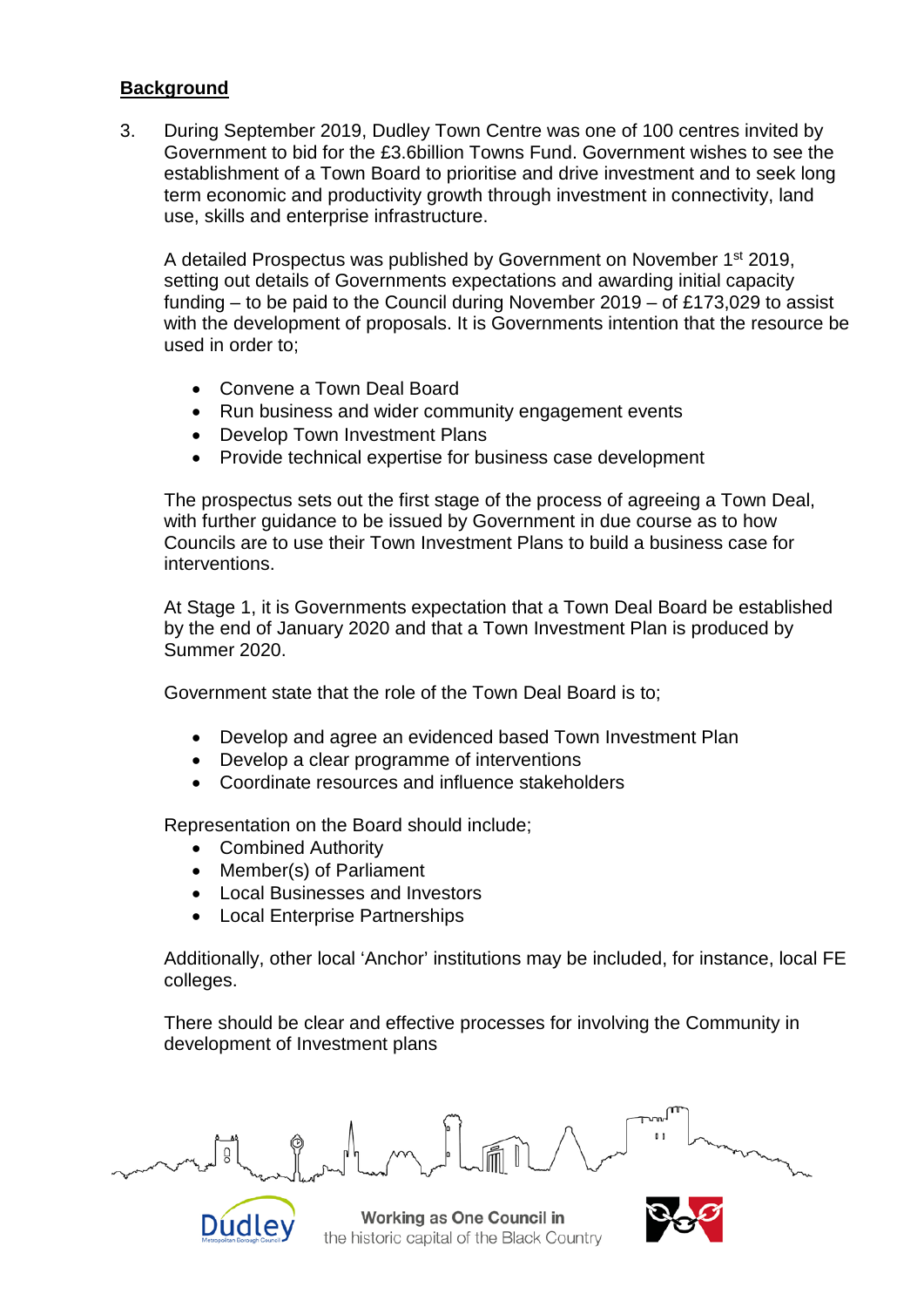**Background**

3. During September 2019, Dudley Town Centre was one of 100 centres invited by Government to bid for the £3.6billion Towns Fund. Government wishes to see the establishment of a Town Board to prioritise and drive investment and to seek long term economic and productivity growth through investment in connectivity, land use, skills and enterprise infrastructure.

   A detailed Prospectus was published by Government on November 1st 2019, setting out details of Governments expectations and awarding initial capacity funding – to be paid to the Council during November 2019 – of £173,029 to assist with the development of proposals. It is Governments intention that the resource be used in order to;

   - Convene a Town Deal Board
   - Run business and wider community engagement events
   - Develop Town Investment Plans
   - Provide technical expertise for business case development

   The prospectus sets out the first stage of the process of agreeing a Town Deal, with further guidance to be issued by Government in due course as to how Councils are to use their Town Investment Plans to build a business case for interventions.

   At Stage 1, it is Governments expectation that a Town Deal Board be established by the end of January 2020 and that a Town Investment Plan is produced by Summer 2020.

   Government state that the role of the Town Deal Board is to;

   - Develop and agree an evidenced based Town Investment Plan
   - Develop a clear programme of interventions
   - Coordinate resources and influence stakeholders

   Representation on the Board should include;

   - Combined Authority
   - Member(s) of Parliament
   - Local Businesses and Investors
   - Local Enterprise Partnerships

   Additionally, other local 'Anchor' institutions may be included, for instance, local FE colleges.

   There should be clear and effective processes for involving the Community in development of Investment plans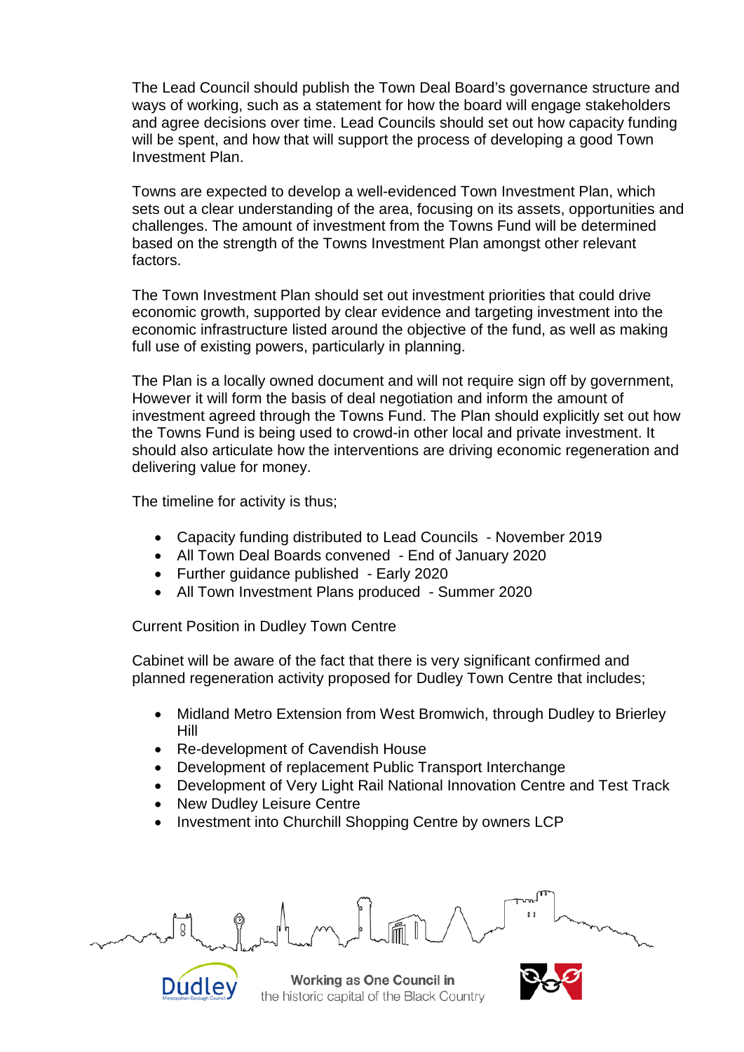The Lead Council should publish the Town Deal Board's governance structure and ways of working, such as a statement for how the board will engage stakeholders and agree decisions over time. Lead Councils should set out how capacity funding will be spent, and how that will support the process of developing a good Town Investment Plan.

Towns are expected to develop a well-evidenced Town Investment Plan, which sets out a clear understanding of the area, focusing on its assets, opportunities and challenges. The amount of investment from the Towns Fund will be determined based on the strength of the Towns Investment Plan amongst other relevant factors.

The Town Investment Plan should set out investment priorities that could drive economic growth, supported by clear evidence and targeting investment into the economic infrastructure listed around the objective of the fund, as well as making full use of existing powers, particularly in planning.

The Plan is a locally owned document and will not require sign off by government, However it will form the basis of deal negotiation and inform the amount of investment agreed through the Towns Fund. The Plan should explicitly set out how the Towns Fund is being used to crowd-in other local and private investment. It should also articulate how the interventions are driving economic regeneration and delivering value for money.

The timeline for activity is thus;

- Capacity funding distributed to Lead Councils - November 2019
- All Town Deal Boards convened - End of January 2020
- Further guidance published - Early 2020
- All Town Investment Plans produced - Summer 2020

Current Position in Dudley Town Centre

Cabinet will be aware of the fact that there is very significant confirmed and planned regeneration activity proposed for Dudley Town Centre that includes;

- Midland Metro Extension from West Bromwich, through Dudley to Brierley Hill
- Re-development of Cavendish House
- Development of replacement Public Transport Interchange
- Development of Very Light Rail National Innovation Centre and Test Track
- New Dudley Leisure Centre
- Investment into Churchill Shopping Centre by owners LCP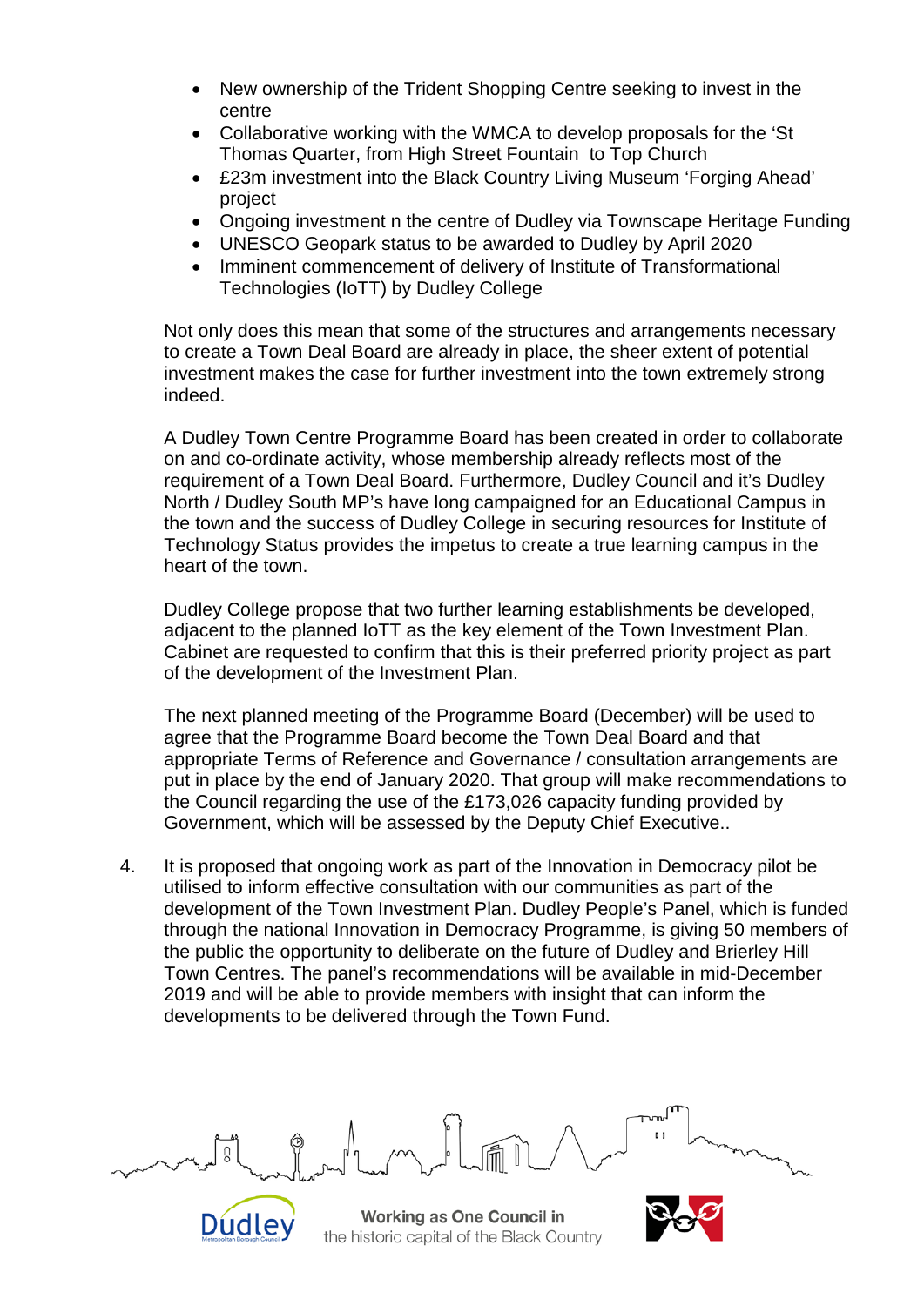- New ownership of the Trident Shopping Centre seeking to invest in the centre
- Collaborative working with the WMCA to develop proposals for the 'St Thomas Quarter, from High Street Fountain  to Top Church
- £23m investment into the Black Country Living Museum 'Forging Ahead' project
- Ongoing investment n the centre of Dudley via Townscape Heritage Funding
- UNESCO Geopark status to be awarded to Dudley by April 2020
- Imminent commencement of delivery of Institute of Transformational Technologies (IoTT) by Dudley College

Not only does this mean that some of the structures and arrangements necessary to create a Town Deal Board are already in place, the sheer extent of potential investment makes the case for further investment into the town extremely strong indeed.

A Dudley Town Centre Programme Board has been created in order to collaborate on and co-ordinate activity, whose membership already reflects most of the requirement of a Town Deal Board. Furthermore, Dudley Council and it's Dudley North / Dudley South MP's have long campaigned for an Educational Campus in the town and the success of Dudley College in securing resources for Institute of Technology Status provides the impetus to create a true learning campus in the heart of the town.

Dudley College propose that two further learning establishments be developed, adjacent to the planned IoTT as the key element of the Town Investment Plan. Cabinet are requested to confirm that this is their preferred priority project as part of the development of the Investment Plan.

The next planned meeting of the Programme Board (December) will be used to agree that the Programme Board become the Town Deal Board and that appropriate Terms of Reference and Governance / consultation arrangements are put in place by the end of January 2020. That group will make recommendations to the Council regarding the use of the £173,026 capacity funding provided by Government, which will be assessed by the Deputy Chief Executive..

4. It is proposed that ongoing work as part of the Innovation in Democracy pilot be utilised to inform effective consultation with our communities as part of the development of the Town Investment Plan. Dudley People's Panel, which is funded through the national Innovation in Democracy Programme, is giving 50 members of the public the opportunity to deliberate on the future of Dudley and Brierley Hill Town Centres. The panel's recommendations will be available in mid-December 2019 and will be able to provide members with insight that can inform the developments to be delivered through the Town Fund.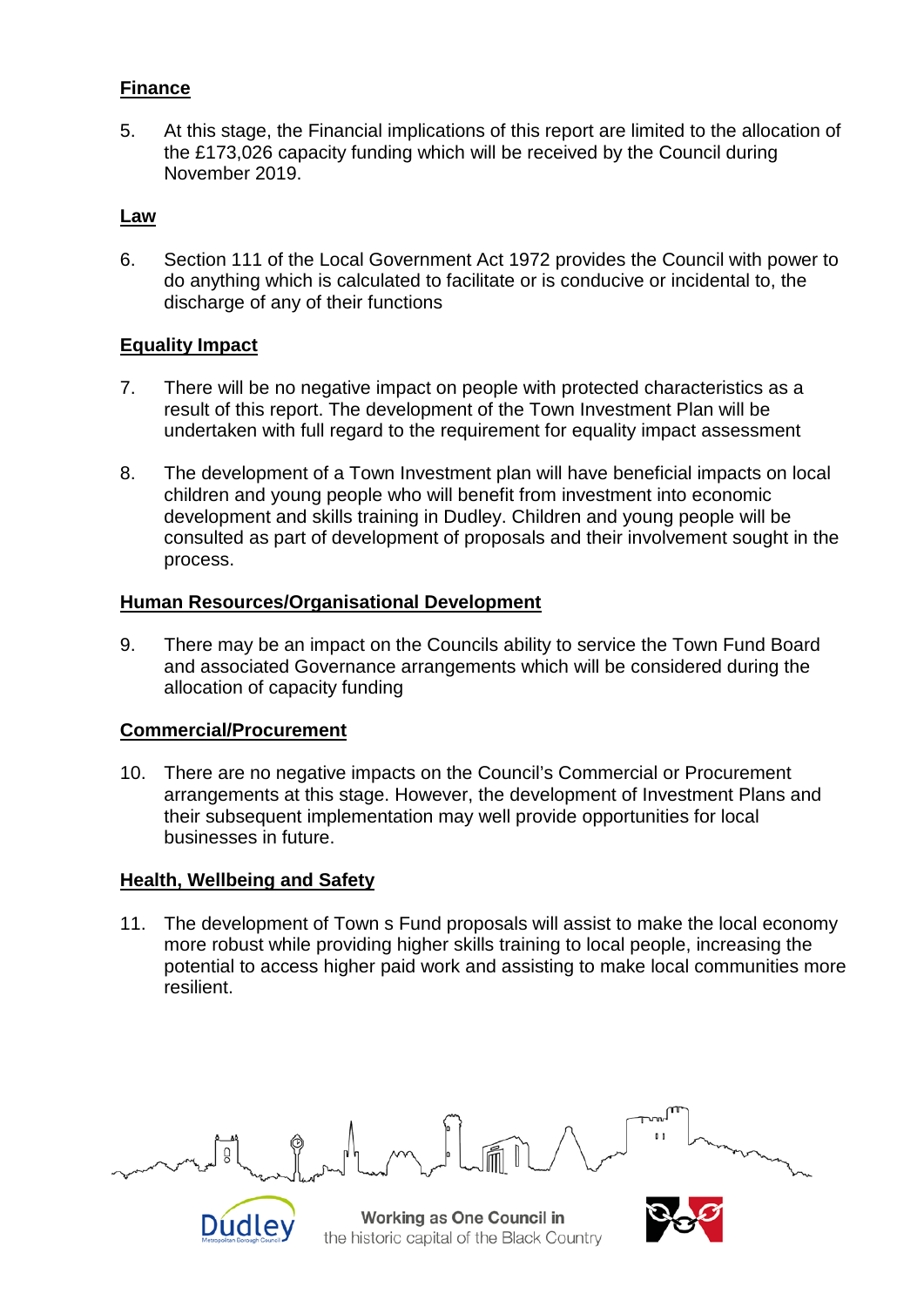## Finance

5. At this stage, the Financial implications of this report are limited to the allocation of the £173,026 capacity funding which will be received by the Council during November 2019.

## Law

6. Section 111 of the Local Government Act 1972 provides the Council with power to do anything which is calculated to facilitate or is conducive or incidental to, the discharge of any of their functions

## Equality Impact

7. There will be no negative impact on people with protected characteristics as a result of this report. The development of the Town Investment Plan will be undertaken with full regard to the requirement for equality impact assessment

8. The development of a Town Investment plan will have beneficial impacts on local children and young people who will benefit from investment into economic development and skills training in Dudley. Children and young people will be consulted as part of development of proposals and their involvement sought in the process.

## Human Resources/Organisational Development

9. There may be an impact on the Councils ability to service the Town Fund Board and associated Governance arrangements which will be considered during the allocation of capacity funding

## Commercial/Procurement

10. There are no negative impacts on the Council's Commercial or Procurement arrangements at this stage. However, the development of Investment Plans and their subsequent implementation may well provide opportunities for local businesses in future.

## Health, Wellbeing and Safety

11. The development of Town s Fund proposals will assist to make the local economy more robust while providing higher skills training to local people, increasing the potential to access higher paid work and assisting to make local communities more resilient.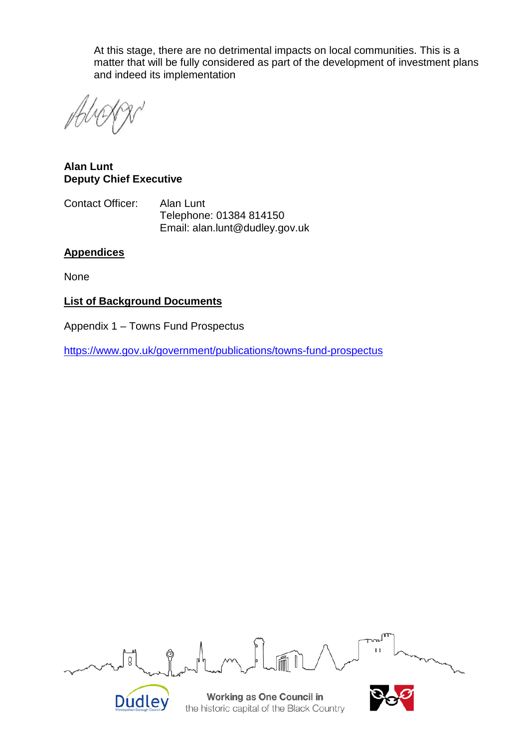At this stage, there are no detrimental impacts on local communities. This is a matter that will be fully considered as part of the development of investment plans and indeed its implementation

**Alan Lunt**
**Deputy Chief Executive**

Contact Officer: Alan Lunt
Telephone: 01384 814150
Email: alan.lunt@dudley.gov.uk

**Appendices**

None

**List of Background Documents**

Appendix 1 – Towns Fund Prospectus

https://www.gov.uk/government/publications/towns-fund-prospectus